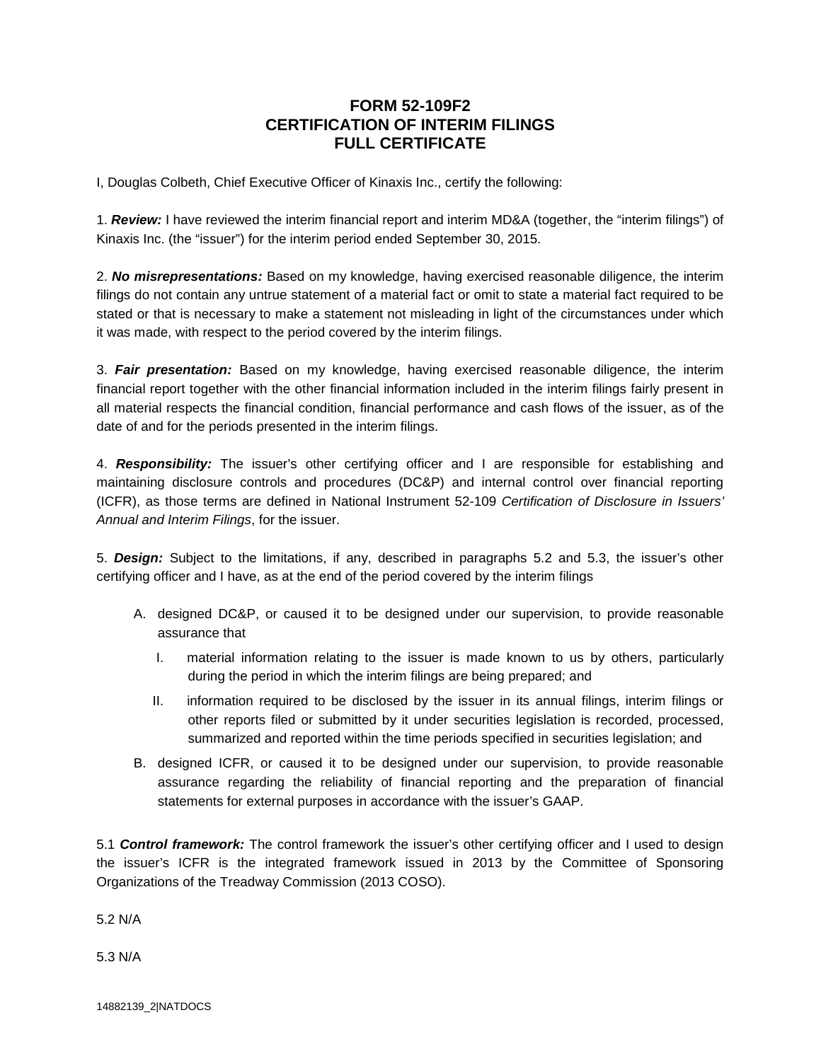# FORM 52-109F2
# CERTIFICATION OF INTERIM FILINGS
# FULL CERTIFICATE

I, Douglas Colbeth, Chief Executive Officer of Kinaxis Inc., certify the following:

1. ***Review:*** I have reviewed the interim financial report and interim MD&A (together, the "interim filings") of Kinaxis Inc. (the "issuer") for the interim period ended September 30, 2015.

2. ***No misrepresentations:*** Based on my knowledge, having exercised reasonable diligence, the interim filings do not contain any untrue statement of a material fact or omit to state a material fact required to be stated or that is necessary to make a statement not misleading in light of the circumstances under which it was made, with respect to the period covered by the interim filings.

3. ***Fair presentation:*** Based on my knowledge, having exercised reasonable diligence, the interim financial report together with the other financial information included in the interim filings fairly present in all material respects the financial condition, financial performance and cash flows of the issuer, as of the date of and for the periods presented in the interim filings.

4. ***Responsibility:*** The issuer's other certifying officer and I are responsible for establishing and maintaining disclosure controls and procedures (DC&P) and internal control over financial reporting (ICFR), as those terms are defined in National Instrument 52-109 *Certification of Disclosure in Issuers' Annual and Interim Filings*, for the issuer.

5. ***Design:*** Subject to the limitations, if any, described in paragraphs 5.2 and 5.3, the issuer's other certifying officer and I have, as at the end of the period covered by the interim filings

   A. designed DC&P, or caused it to be designed under our supervision, to provide reasonable assurance that

      I. material information relating to the issuer is made known to us by others, particularly during the period in which the interim filings are being prepared; and

      II. information required to be disclosed by the issuer in its annual filings, interim filings or other reports filed or submitted by it under securities legislation is recorded, processed, summarized and reported within the time periods specified in securities legislation; and

   B. designed ICFR, or caused it to be designed under our supervision, to provide reasonable assurance regarding the reliability of financial reporting and the preparation of financial statements for external purposes in accordance with the issuer's GAAP.

5.1 ***Control framework:*** The control framework the issuer's other certifying officer and I used to design the issuer's ICFR is the integrated framework issued in 2013 by the Committee of Sponsoring Organizations of the Treadway Commission (2013 COSO).

5.2 N/A

5.3 N/A

14882139_2|NATDOCS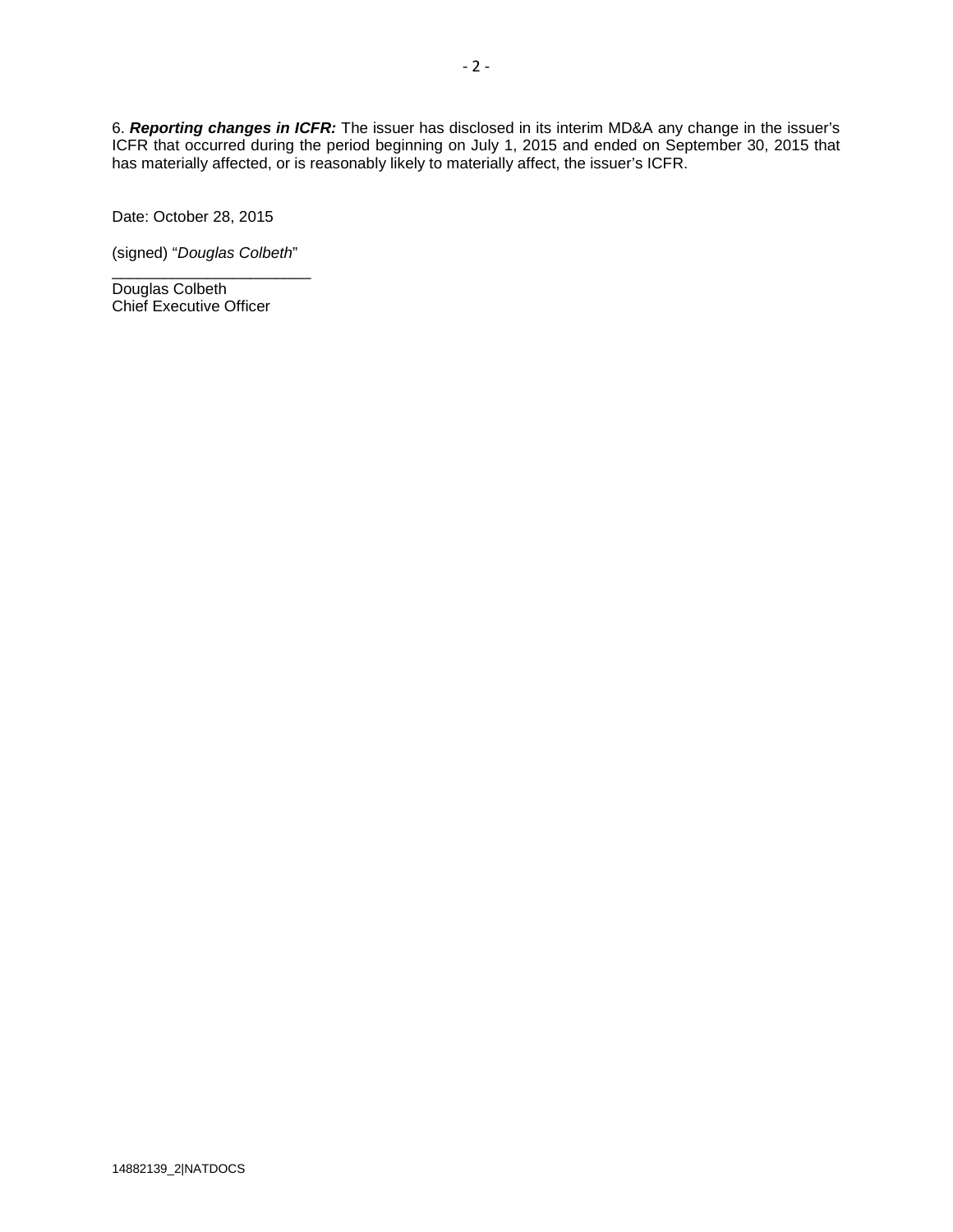6. ***Reporting changes in ICFR:*** The issuer has disclosed in its interim MD&A any change in the issuer's ICFR that occurred during the period beginning on July 1, 2015 and ended on September 30, 2015 that has materially affected, or is reasonably likely to materially affect, the issuer's ICFR.

Date: October 28, 2015

(signed) "*Douglas Colbeth*"

_______________________

Douglas Colbeth
Chief Executive Officer

14882139_2|NATDOCS